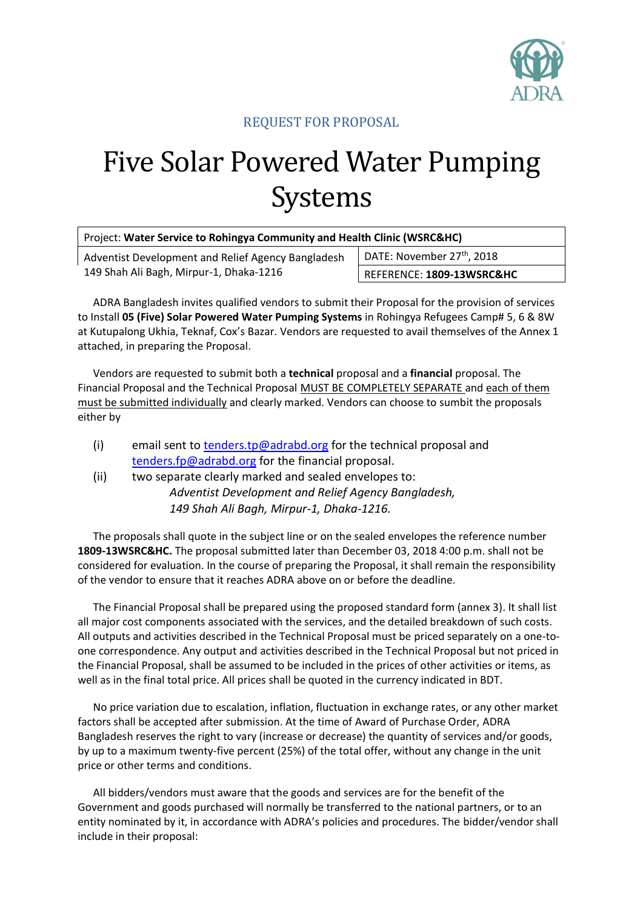REQUEST FOR PROPOSAL

# Five Solar Powered Water Pumping Systems

| Project: **Water Service to Rohingya Community and Health Clinic (WSRC&HC)** | |
|---|---|
| Adventist Development and Relief Agency Bangladesh<br>149 Shah Ali Bagh, Mirpur-1, Dhaka-1216 | DATE: November 27th, 2018 |
| | REFERENCE: **1809-13WSRC&HC** |

ADRA Bangladesh invites qualified vendors to submit their Proposal for the provision of services to Install **05 (Five) Solar Powered Water Pumping Systems** in Rohingya Refugees Camp# 5, 6 & 8W at Kutupalong Ukhia, Teknaf, Cox's Bazar. Vendors are requested to avail themselves of the Annex 1 attached, in preparing the Proposal.

Vendors are requested to submit both a **technical** proposal and a **financial** proposal. The Financial Proposal and the Technical Proposal MUST BE COMPLETELY SEPARATE and each of them must be submitted individually and clearly marked. Vendors can choose to sumbit the proposals either by

(i) email sent to tenders.tp@adrabd.org for the technical proposal and tenders.fp@adrabd.org for the financial proposal.

(ii) two separate clearly marked and sealed envelopes to:
*Adventist Development and Relief Agency Bangladesh,*
*149 Shah Ali Bagh, Mirpur-1, Dhaka-1216.*

The proposals shall quote in the subject line or on the sealed envelopes the reference number **1809-13WSRC&HC.** The proposal submitted later than December 03, 2018 4:00 p.m. shall not be considered for evaluation. In the course of preparing the Proposal, it shall remain the responsibility of the vendor to ensure that it reaches ADRA above on or before the deadline.

The Financial Proposal shall be prepared using the proposed standard form (annex 3). It shall list all major cost components associated with the services, and the detailed breakdown of such costs. All outputs and activities described in the Technical Proposal must be priced separately on a one-to-one correspondence. Any output and activities described in the Technical Proposal but not priced in the Financial Proposal, shall be assumed to be included in the prices of other activities or items, as well as in the final total price. All prices shall be quoted in the currency indicated in BDT.

No price variation due to escalation, inflation, fluctuation in exchange rates, or any other market factors shall be accepted after submission. At the time of Award of Purchase Order, ADRA Bangladesh reserves the right to vary (increase or decrease) the quantity of services and/or goods, by up to a maximum twenty-five percent (25%) of the total offer, without any change in the unit price or other terms and conditions.

All bidders/vendors must aware that the goods and services are for the benefit of the Government and goods purchased will normally be transferred to the national partners, or to an entity nominated by it, in accordance with ADRA's policies and procedures. The bidder/vendor shall include in their proposal: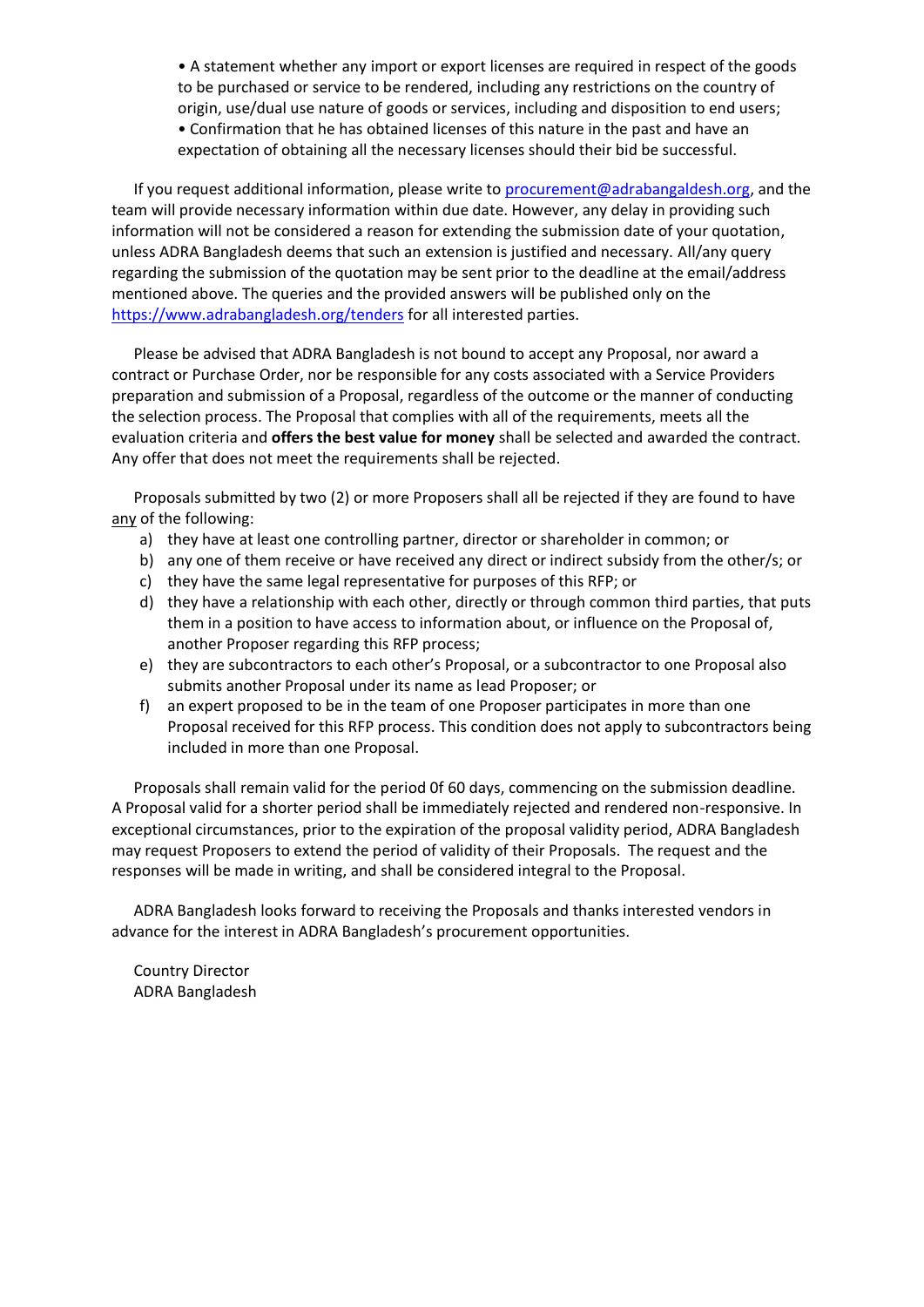- A statement whether any import or export licenses are required in respect of the goods to be purchased or service to be rendered, including any restrictions on the country of origin, use/dual use nature of goods or services, including and disposition to end users;
- Confirmation that he has obtained licenses of this nature in the past and have an expectation of obtaining all the necessary licenses should their bid be successful.

If you request additional information, please write to procurement@adrabangaldesh.org, and the team will provide necessary information within due date. However, any delay in providing such information will not be considered a reason for extending the submission date of your quotation, unless ADRA Bangladesh deems that such an extension is justified and necessary. All/any query regarding the submission of the quotation may be sent prior to the deadline at the email/address mentioned above. The queries and the provided answers will be published only on the https://www.adrabangladesh.org/tenders for all interested parties.

Please be advised that ADRA Bangladesh is not bound to accept any Proposal, nor award a contract or Purchase Order, nor be responsible for any costs associated with a Service Providers preparation and submission of a Proposal, regardless of the outcome or the manner of conducting the selection process. The Proposal that complies with all of the requirements, meets all the evaluation criteria and **offers the best value for money** shall be selected and awarded the contract. Any offer that does not meet the requirements shall be rejected.

Proposals submitted by two (2) or more Proposers shall all be rejected if they are found to have any of the following:

a) they have at least one controlling partner, director or shareholder in common; or
b) any one of them receive or have received any direct or indirect subsidy from the other/s; or
c) they have the same legal representative for purposes of this RFP; or
d) they have a relationship with each other, directly or through common third parties, that puts them in a position to have access to information about, or influence on the Proposal of, another Proposer regarding this RFP process;
e) they are subcontractors to each other's Proposal, or a subcontractor to one Proposal also submits another Proposal under its name as lead Proposer; or
f) an expert proposed to be in the team of one Proposer participates in more than one Proposal received for this RFP process. This condition does not apply to subcontractors being included in more than one Proposal.

Proposals shall remain valid for the period 0f 60 days, commencing on the submission deadline. A Proposal valid for a shorter period shall be immediately rejected and rendered non-responsive. In exceptional circumstances, prior to the expiration of the proposal validity period, ADRA Bangladesh may request Proposers to extend the period of validity of their Proposals. The request and the responses will be made in writing, and shall be considered integral to the Proposal.

ADRA Bangladesh looks forward to receiving the Proposals and thanks interested vendors in advance for the interest in ADRA Bangladesh's procurement opportunities.

Country Director
ADRA Bangladesh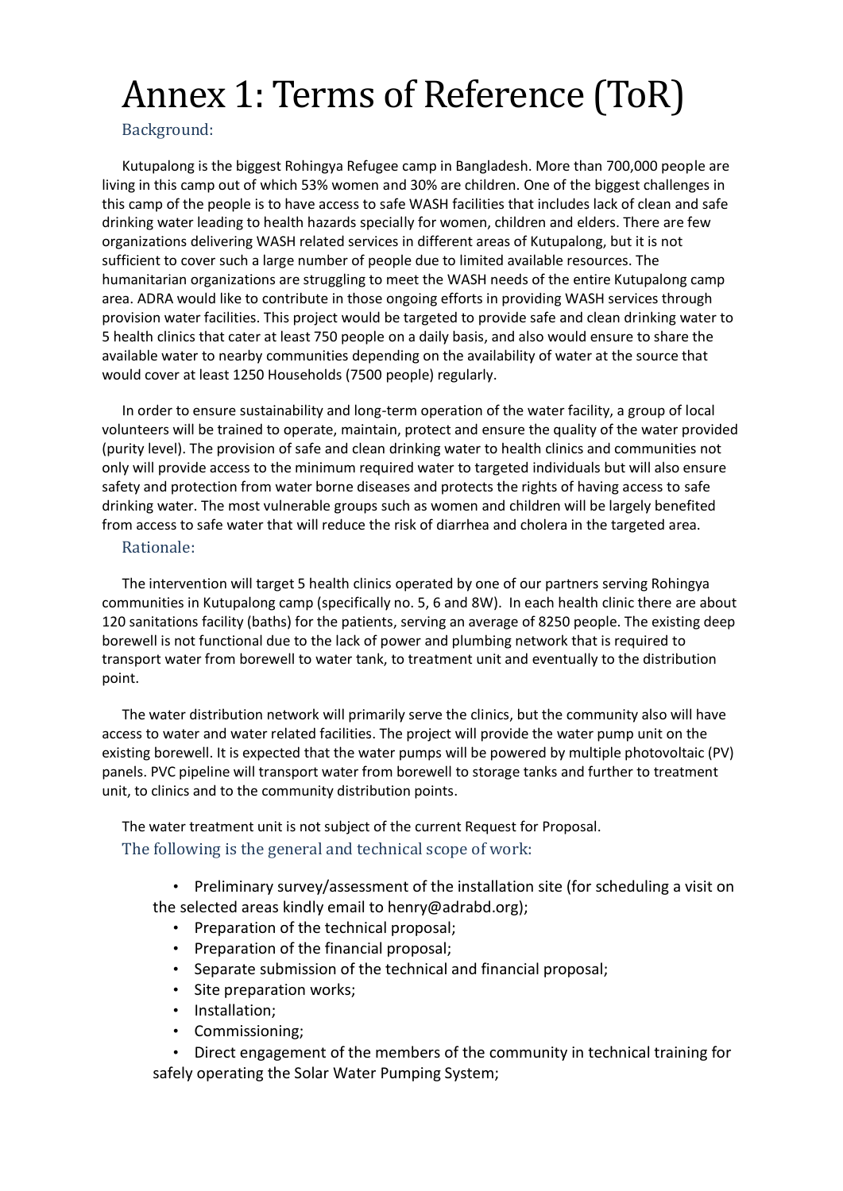# Annex 1: Terms of Reference (ToR)

## Background:

Kutupalong is the biggest Rohingya Refugee camp in Bangladesh. More than 700,000 people are living in this camp out of which 53% women and 30% are children. One of the biggest challenges in this camp of the people is to have access to safe WASH facilities that includes lack of clean and safe drinking water leading to health hazards specially for women, children and elders. There are few organizations delivering WASH related services in different areas of Kutupalong, but it is not sufficient to cover such a large number of people due to limited available resources. The humanitarian organizations are struggling to meet the WASH needs of the entire Kutupalong camp area. ADRA would like to contribute in those ongoing efforts in providing WASH services through provision water facilities. This project would be targeted to provide safe and clean drinking water to 5 health clinics that cater at least 750 people on a daily basis, and also would ensure to share the available water to nearby communities depending on the availability of water at the source that would cover at least 1250 Households (7500 people) regularly.

In order to ensure sustainability and long-term operation of the water facility, a group of local volunteers will be trained to operate, maintain, protect and ensure the quality of the water provided (purity level). The provision of safe and clean drinking water to health clinics and communities not only will provide access to the minimum required water to targeted individuals but will also ensure safety and protection from water borne diseases and protects the rights of having access to safe drinking water. The most vulnerable groups such as women and children will be largely benefited from access to safe water that will reduce the risk of diarrhea and cholera in the targeted area.

## Rationale:

The intervention will target 5 health clinics operated by one of our partners serving Rohingya communities in Kutupalong camp (specifically no. 5, 6 and 8W). In each health clinic there are about 120 sanitations facility (baths) for the patients, serving an average of 8250 people. The existing deep borewell is not functional due to the lack of power and plumbing network that is required to transport water from borewell to water tank, to treatment unit and eventually to the distribution point.

The water distribution network will primarily serve the clinics, but the community also will have access to water and water related facilities. The project will provide the water pump unit on the existing borewell. It is expected that the water pumps will be powered by multiple photovoltaic (PV) panels. PVC pipeline will transport water from borewell to storage tanks and further to treatment unit, to clinics and to the community distribution points.

The water treatment unit is not subject of the current Request for Proposal.

## The following is the general and technical scope of work:

- Preliminary survey/assessment of the installation site (for scheduling a visit on the selected areas kindly email to henry@adrabd.org);
- Preparation of the technical proposal;
- Preparation of the financial proposal;
- Separate submission of the technical and financial proposal;
- Site preparation works;
- Installation;
- Commissioning;
- Direct engagement of the members of the community in technical training for safely operating the Solar Water Pumping System;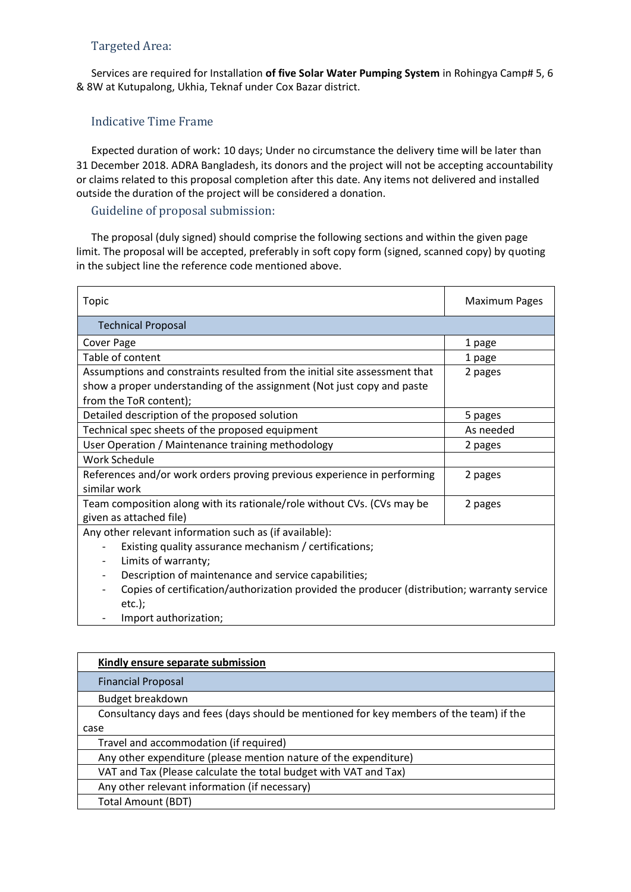## Targeted Area:

Services are required for Installation **of five Solar Water Pumping System** in Rohingya Camp# 5, 6 & 8W at Kutupalong, Ukhia, Teknaf under Cox Bazar district.

## Indicative Time Frame

Expected duration of work: 10 days; Under no circumstance the delivery time will be later than 31 December 2018. ADRA Bangladesh, its donors and the project will not be accepting accountability or claims related to this proposal completion after this date. Any items not delivered and installed outside the duration of the project will be considered a donation.

## Guideline of proposal submission:

The proposal (duly signed) should comprise the following sections and within the given page limit. The proposal will be accepted, preferably in soft copy form (signed, scanned copy) by quoting in the subject line the reference code mentioned above.

| Topic | Maximum Pages |
|---|---|
| Technical Proposal | |
| Cover Page | 1 page |
| Table of content | 1 page |
| Assumptions and constraints resulted from the initial site assessment that show a proper understanding of the assignment (Not just copy and paste from the ToR content); | 2 pages |
| Detailed description of the proposed solution | 5 pages |
| Technical spec sheets of the proposed equipment | As needed |
| User Operation / Maintenance training methodology | 2 pages |
| Work Schedule | |
| References and/or work orders proving previous experience in performing similar work | 2 pages |
| Team composition along with its rationale/role without CVs. (CVs may be given as attached file) | 2 pages |
| Any other relevant information such as (if available):<br>- Existing quality assurance mechanism / certifications;<br>- Limits of warranty;<br>- Description of maintenance and service capabilities;<br>- Copies of certification/authorization provided the producer (distribution; warranty service etc.);<br>- Import authorization; | |

| **Kindly ensure separate submission** |
|---|
| Financial Proposal |
| Budget breakdown |
| Consultancy days and fees (days should be mentioned for key members of the team) if the case |
| Travel and accommodation (if required) |
| Any other expenditure (please mention nature of the expenditure) |
| VAT and Tax (Please calculate the total budget with VAT and Tax) |
| Any other relevant information (if necessary) |
| Total Amount (BDT) |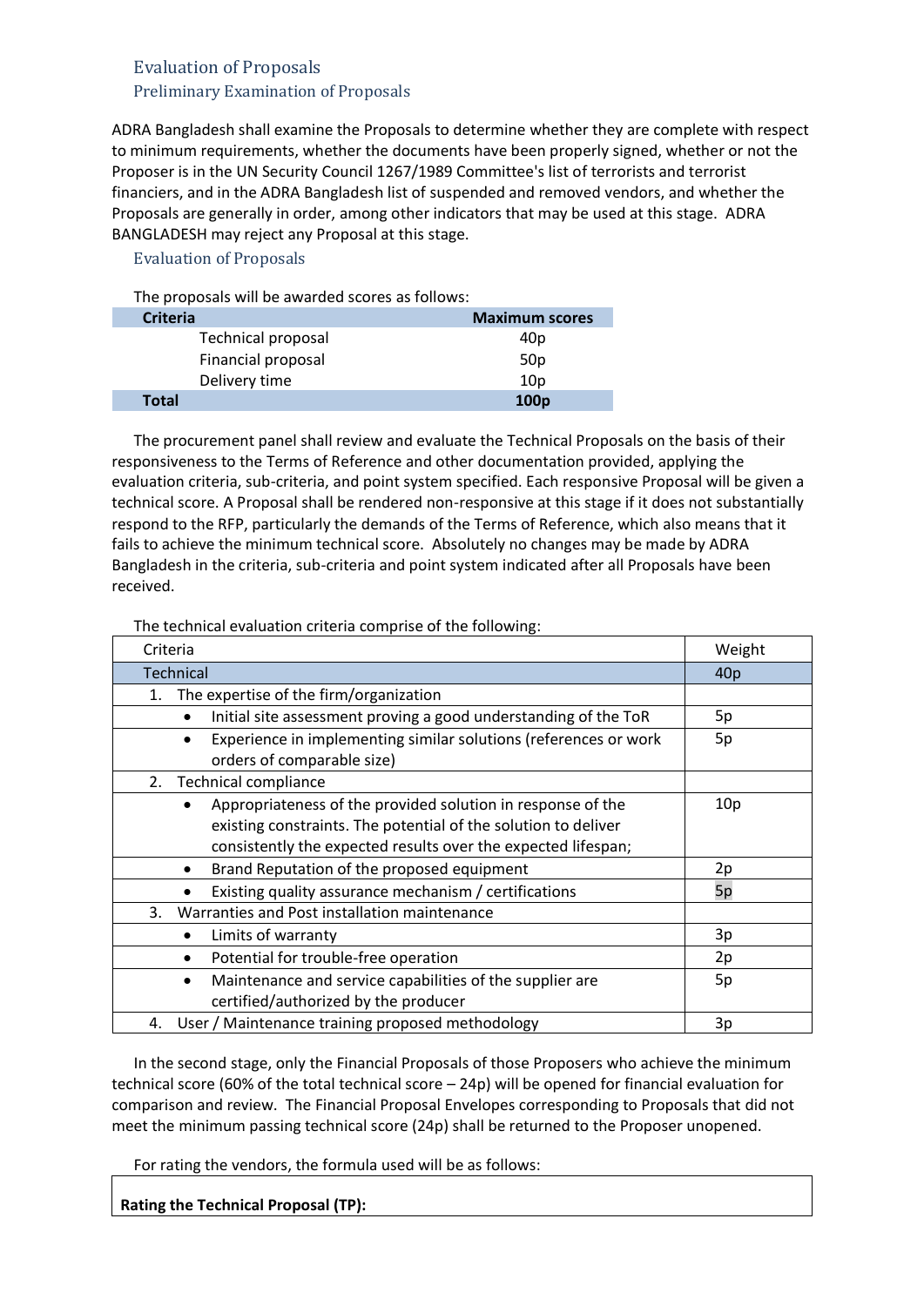## Evaluation of Proposals

### Preliminary Examination of Proposals

ADRA Bangladesh shall examine the Proposals to determine whether they are complete with respect to minimum requirements, whether the documents have been properly signed, whether or not the Proposer is in the UN Security Council 1267/1989 Committee's list of terrorists and terrorist financiers, and in the ADRA Bangladesh list of suspended and removed vendors, and whether the Proposals are generally in order, among other indicators that may be used at this stage. ADRA BANGLADESH may reject any Proposal at this stage.

### Evaluation of Proposals

The proposals will be awarded scores as follows:

| Criteria | Maximum scores |
|---|---|
| Technical proposal | 40p |
| Financial proposal | 50p |
| Delivery time | 10p |
| **Total** | **100p** |

The procurement panel shall review and evaluate the Technical Proposals on the basis of their responsiveness to the Terms of Reference and other documentation provided, applying the evaluation criteria, sub-criteria, and point system specified. Each responsive Proposal will be given a technical score. A Proposal shall be rendered non-responsive at this stage if it does not substantially respond to the RFP, particularly the demands of the Terms of Reference, which also means that it fails to achieve the minimum technical score. Absolutely no changes may be made by ADRA Bangladesh in the criteria, sub-criteria and point system indicated after all Proposals have been received.

The technical evaluation criteria comprise of the following:

| Criteria | Weight |
|---|---|
| Technical | 40p |
| 1. The expertise of the firm/organization | |
| • Initial site assessment proving a good understanding of the ToR | 5p |
| • Experience in implementing similar solutions (references or work orders of comparable size) | 5p |
| 2. Technical compliance | |
| • Appropriateness of the provided solution in response of the existing constraints. The potential of the solution to deliver consistently the expected results over the expected lifespan; | 10p |
| • Brand Reputation of the proposed equipment | 2p |
| • Existing quality assurance mechanism / certifications | 5p |
| 3. Warranties and Post installation maintenance | |
| • Limits of warranty | 3p |
| • Potential for trouble-free operation | 2p |
| • Maintenance and service capabilities of the supplier are certified/authorized by the producer | 5p |
| 4. User / Maintenance training proposed methodology | 3p |

In the second stage, only the Financial Proposals of those Proposers who achieve the minimum technical score (60% of the total technical score – 24p) will be opened for financial evaluation for comparison and review. The Financial Proposal Envelopes corresponding to Proposals that did not meet the minimum passing technical score (24p) shall be returned to the Proposer unopened.

For rating the vendors, the formula used will be as follows:

**Rating the Technical Proposal (TP):**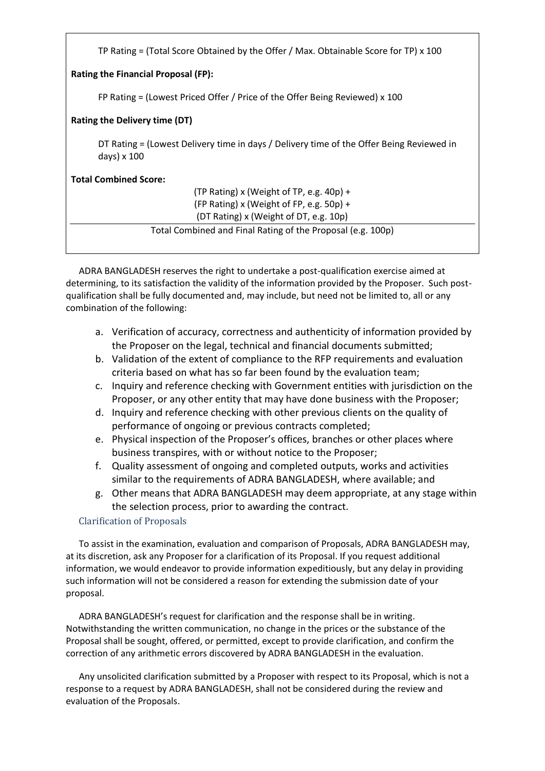TP Rating = (Total Score Obtained by the Offer / Max. Obtainable Score for TP) x 100

**Rating the Financial Proposal (FP):**

FP Rating = (Lowest Priced Offer / Price of the Offer Being Reviewed) x 100

**Rating the Delivery time (DT)**

DT Rating = (Lowest Delivery time in days / Delivery time of the Offer Being Reviewed in days) x 100

**Total Combined Score:**

(TP Rating) x (Weight of TP, e.g. 40p) +
(FP Rating) x (Weight of FP, e.g. 50p) +
(DT Rating) x (Weight of DT, e.g. 10p)

---

Total Combined and Final Rating of the Proposal (e.g. 100p)

ADRA BANGLADESH reserves the right to undertake a post-qualification exercise aimed at determining, to its satisfaction the validity of the information provided by the Proposer. Such post-qualification shall be fully documented and, may include, but need not be limited to, all or any combination of the following:

a. Verification of accuracy, correctness and authenticity of information provided by the Proposer on the legal, technical and financial documents submitted;
b. Validation of the extent of compliance to the RFP requirements and evaluation criteria based on what has so far been found by the evaluation team;
c. Inquiry and reference checking with Government entities with jurisdiction on the Proposer, or any other entity that may have done business with the Proposer;
d. Inquiry and reference checking with other previous clients on the quality of performance of ongoing or previous contracts completed;
e. Physical inspection of the Proposer's offices, branches or other places where business transpires, with or without notice to the Proposer;
f. Quality assessment of ongoing and completed outputs, works and activities similar to the requirements of ADRA BANGLADESH, where available; and
g. Other means that ADRA BANGLADESH may deem appropriate, at any stage within the selection process, prior to awarding the contract.

### Clarification of Proposals

To assist in the examination, evaluation and comparison of Proposals, ADRA BANGLADESH may, at its discretion, ask any Proposer for a clarification of its Proposal. If you request additional information, we would endeavor to provide information expeditiously, but any delay in providing such information will not be considered a reason for extending the submission date of your proposal.

ADRA BANGLADESH's request for clarification and the response shall be in writing. Notwithstanding the written communication, no change in the prices or the substance of the Proposal shall be sought, offered, or permitted, except to provide clarification, and confirm the correction of any arithmetic errors discovered by ADRA BANGLADESH in the evaluation.

Any unsolicited clarification submitted by a Proposer with respect to its Proposal, which is not a response to a request by ADRA BANGLADESH, shall not be considered during the review and evaluation of the Proposals.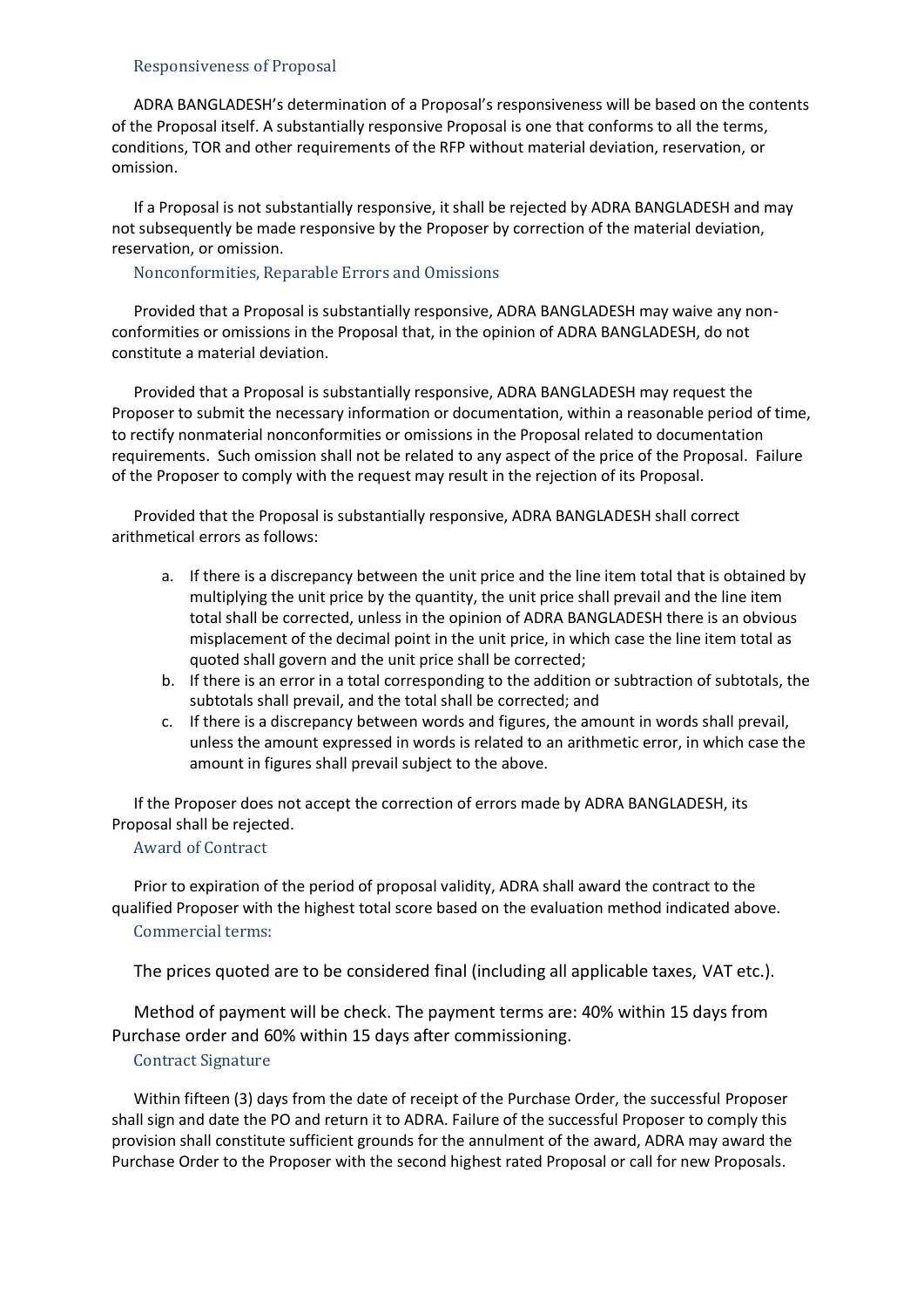### Responsiveness of Proposal

ADRA BANGLADESH's determination of a Proposal's responsiveness will be based on the contents of the Proposal itself. A substantially responsive Proposal is one that conforms to all the terms, conditions, TOR and other requirements of the RFP without material deviation, reservation, or omission.

If a Proposal is not substantially responsive, it shall be rejected by ADRA BANGLADESH and may not subsequently be made responsive by the Proposer by correction of the material deviation, reservation, or omission.

### Nonconformities, Reparable Errors and Omissions

Provided that a Proposal is substantially responsive, ADRA BANGLADESH may waive any non-conformities or omissions in the Proposal that, in the opinion of ADRA BANGLADESH, do not constitute a material deviation.

Provided that a Proposal is substantially responsive, ADRA BANGLADESH may request the Proposer to submit the necessary information or documentation, within a reasonable period of time, to rectify nonmaterial nonconformities or omissions in the Proposal related to documentation requirements. Such omission shall not be related to any aspect of the price of the Proposal. Failure of the Proposer to comply with the request may result in the rejection of its Proposal.

Provided that the Proposal is substantially responsive, ADRA BANGLADESH shall correct arithmetical errors as follows:

a. If there is a discrepancy between the unit price and the line item total that is obtained by multiplying the unit price by the quantity, the unit price shall prevail and the line item total shall be corrected, unless in the opinion of ADRA BANGLADESH there is an obvious misplacement of the decimal point in the unit price, in which case the line item total as quoted shall govern and the unit price shall be corrected;
b. If there is an error in a total corresponding to the addition or subtraction of subtotals, the subtotals shall prevail, and the total shall be corrected; and
c. If there is a discrepancy between words and figures, the amount in words shall prevail, unless the amount expressed in words is related to an arithmetic error, in which case the amount in figures shall prevail subject to the above.

If the Proposer does not accept the correction of errors made by ADRA BANGLADESH, its Proposal shall be rejected.

### Award of Contract

Prior to expiration of the period of proposal validity, ADRA shall award the contract to the qualified Proposer with the highest total score based on the evaluation method indicated above.

### Commercial terms:

The prices quoted are to be considered final (including all applicable taxes, VAT etc.).

Method of payment will be check. The payment terms are: 40% within 15 days from Purchase order and 60% within 15 days after commissioning.

### Contract Signature

Within fifteen (3) days from the date of receipt of the Purchase Order, the successful Proposer shall sign and date the PO and return it to ADRA. Failure of the successful Proposer to comply this provision shall constitute sufficient grounds for the annulment of the award, ADRA may award the Purchase Order to the Proposer with the second highest rated Proposal or call for new Proposals.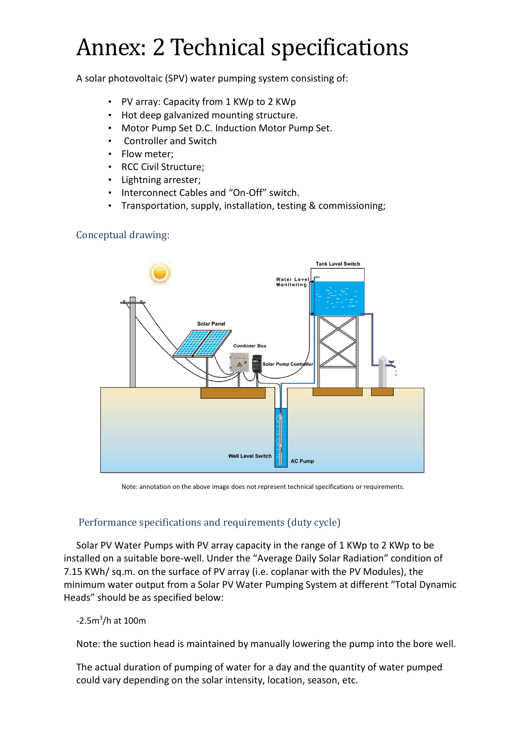# Annex: 2 Technical specifications

A solar photovoltaic (SPV) water pumping system consisting of:

- PV array: Capacity from 1 KWp to 2 KWp
- Hot deep galvanized mounting structure.
- Motor Pump Set D.C. Induction Motor Pump Set.
- Controller and Switch
- Flow meter;
- RCC Civil Structure;
- Lightning arrester;
- Interconnect Cables and "On-Off" switch.
- Transportation, supply, installation, testing & commissioning;

### Conceptual drawing:

Note: annotation on the above image does not represent technical specifications or requirements.

### Performance specifications and requirements (duty cycle)

Solar PV Water Pumps with PV array capacity in the range of 1 KWp to 2 KWp to be installed on a suitable bore-well. Under the "Average Daily Solar Radiation" condition of 7.15 KWh/ sq.m. on the surface of PV array (i.e. coplanar with the PV Modules), the minimum water output from a Solar PV Water Pumping System at different "Total Dynamic Heads" should be as specified below:

-2.5$m^3$/h at 100m

Note: the suction head is maintained by manually lowering the pump into the bore well.

The actual duration of pumping of water for a day and the quantity of water pumped could vary depending on the solar intensity, location, season, etc.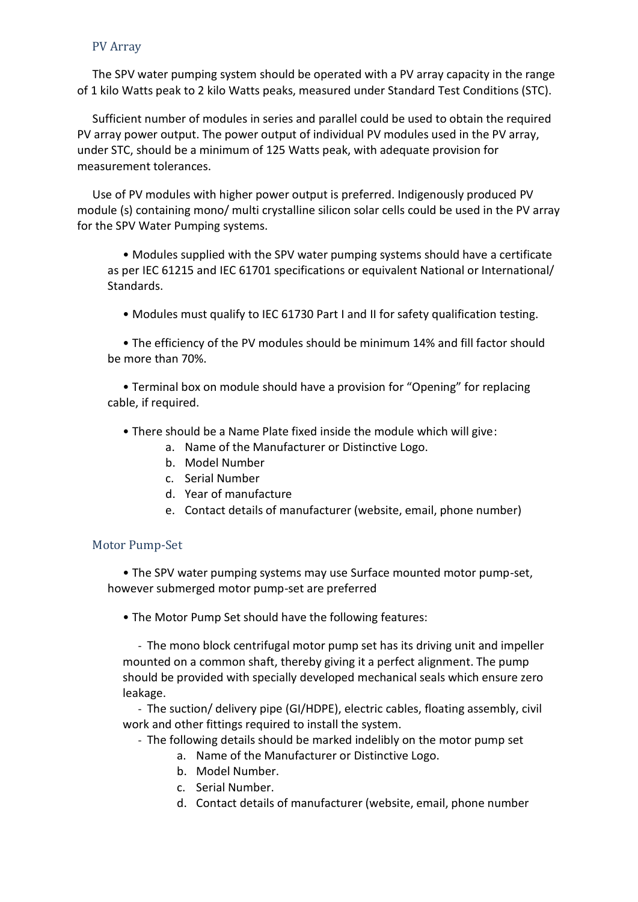## PV Array

The SPV water pumping system should be operated with a PV array capacity in the range of 1 kilo Watts peak to 2 kilo Watts peaks, measured under Standard Test Conditions (STC).

Sufficient number of modules in series and parallel could be used to obtain the required PV array power output. The power output of individual PV modules used in the PV array, under STC, should be a minimum of 125 Watts peak, with adequate provision for measurement tolerances.

Use of PV modules with higher power output is preferred. Indigenously produced PV module (s) containing mono/ multi crystalline silicon solar cells could be used in the PV array for the SPV Water Pumping systems.

- Modules supplied with the SPV water pumping systems should have a certificate as per IEC 61215 and IEC 61701 specifications or equivalent National or International/ Standards.
- Modules must qualify to IEC 61730 Part I and II for safety qualification testing.
- The efficiency of the PV modules should be minimum 14% and fill factor should be more than 70%.
- Terminal box on module should have a provision for "Opening" for replacing cable, if required.
- There should be a Name Plate fixed inside the module which will give:
    a. Name of the Manufacturer or Distinctive Logo.
    b. Model Number
    c. Serial Number
    d. Year of manufacture
    e. Contact details of manufacturer (website, email, phone number)

## Motor Pump-Set

- The SPV water pumping systems may use Surface mounted motor pump-set, however submerged motor pump-set are preferred
- The Motor Pump Set should have the following features:
    - The mono block centrifugal motor pump set has its driving unit and impeller mounted on a common shaft, thereby giving it a perfect alignment. The pump should be provided with specially developed mechanical seals which ensure zero leakage.
    - The suction/ delivery pipe (GI/HDPE), electric cables, floating assembly, civil work and other fittings required to install the system.
    - The following details should be marked indelibly on the motor pump set
        a. Name of the Manufacturer or Distinctive Logo.
        b. Model Number.
        c. Serial Number.
        d. Contact details of manufacturer (website, email, phone number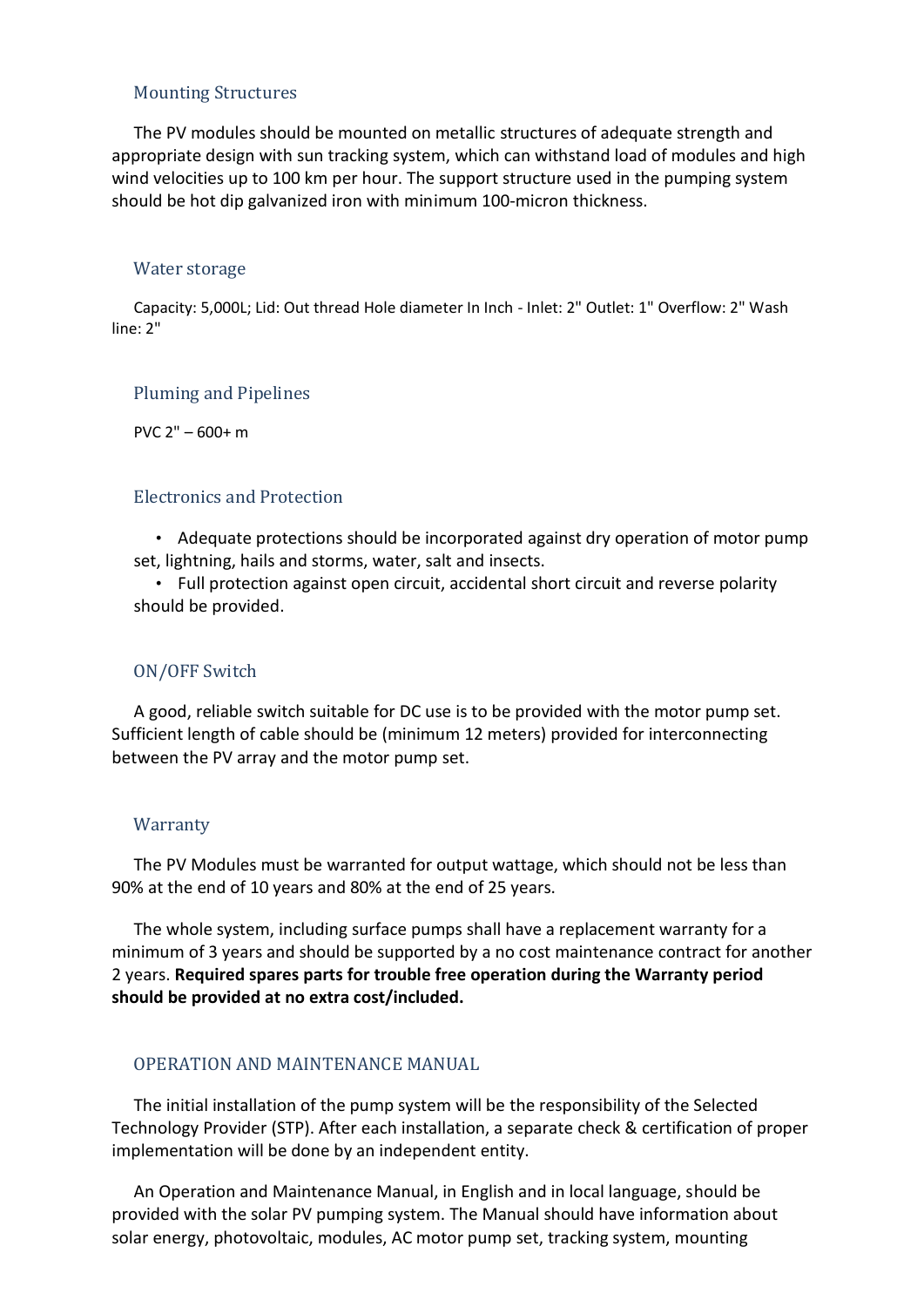## Mounting Structures

The PV modules should be mounted on metallic structures of adequate strength and appropriate design with sun tracking system, which can withstand load of modules and high wind velocities up to 100 km per hour. The support structure used in the pumping system should be hot dip galvanized iron with minimum 100-micron thickness.

## Water storage

Capacity: 5,000L; Lid: Out thread Hole diameter In Inch - Inlet: 2" Outlet: 1" Overflow: 2" Wash line: 2"

## Pluming and Pipelines

PVC 2" – 600+ m

## Electronics and Protection

- Adequate protections should be incorporated against dry operation of motor pump set, lightning, hails and storms, water, salt and insects.
- Full protection against open circuit, accidental short circuit and reverse polarity should be provided.

## ON/OFF Switch

A good, reliable switch suitable for DC use is to be provided with the motor pump set. Sufficient length of cable should be (minimum 12 meters) provided for interconnecting between the PV array and the motor pump set.

## Warranty

The PV Modules must be warranted for output wattage, which should not be less than 90% at the end of 10 years and 80% at the end of 25 years.

The whole system, including surface pumps shall have a replacement warranty for a minimum of 3 years and should be supported by a no cost maintenance contract for another 2 years. **Required spares parts for trouble free operation during the Warranty period should be provided at no extra cost/included.**

## OPERATION AND MAINTENANCE MANUAL

The initial installation of the pump system will be the responsibility of the Selected Technology Provider (STP). After each installation, a separate check & certification of proper implementation will be done by an independent entity.

An Operation and Maintenance Manual, in English and in local language, should be provided with the solar PV pumping system. The Manual should have information about solar energy, photovoltaic, modules, AC motor pump set, tracking system, mounting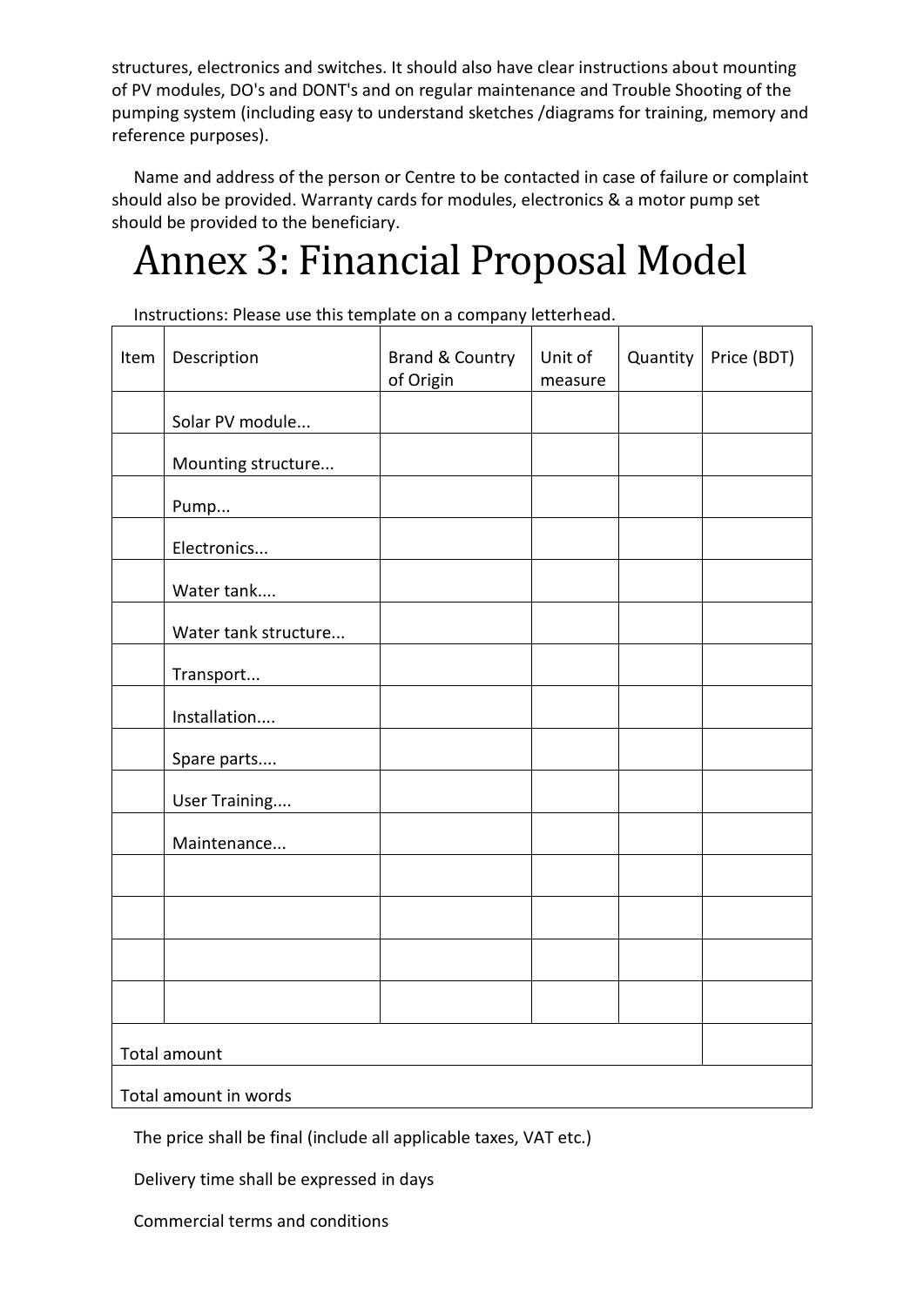structures, electronics and switches. It should also have clear instructions about mounting of PV modules, DO's and DONT's and on regular maintenance and Trouble Shooting of the pumping system (including easy to understand sketches /diagrams for training, memory and reference purposes).

Name and address of the person or Centre to be contacted in case of failure or complaint should also be provided. Warranty cards for modules, electronics & a motor pump set should be provided to the beneficiary.

# Annex 3: Financial Proposal Model

Instructions: Please use this template on a company letterhead.

| Item | Description | Brand & Country of Origin | Unit of measure | Quantity | Price (BDT) |
|---|---|---|---|---|---|
| | Solar PV module... | | | | |
| | Mounting structure... | | | | |
| | Pump... | | | | |
| | Electronics... | | | | |
| | Water tank.... | | | | |
| | Water tank structure... | | | | |
| | Transport... | | | | |
| | Installation.... | | | | |
| | Spare parts.... | | | | |
| | User Training.... | | | | |
| | Maintenance... | | | | |
| | | | | | |
| | | | | | |
| | | | | | |
| | | | | | |
| Total amount | | | | | |
| Total amount in words | | | | | |

The price shall be final (include all applicable taxes, VAT etc.)

Delivery time shall be expressed in days

Commercial terms and conditions